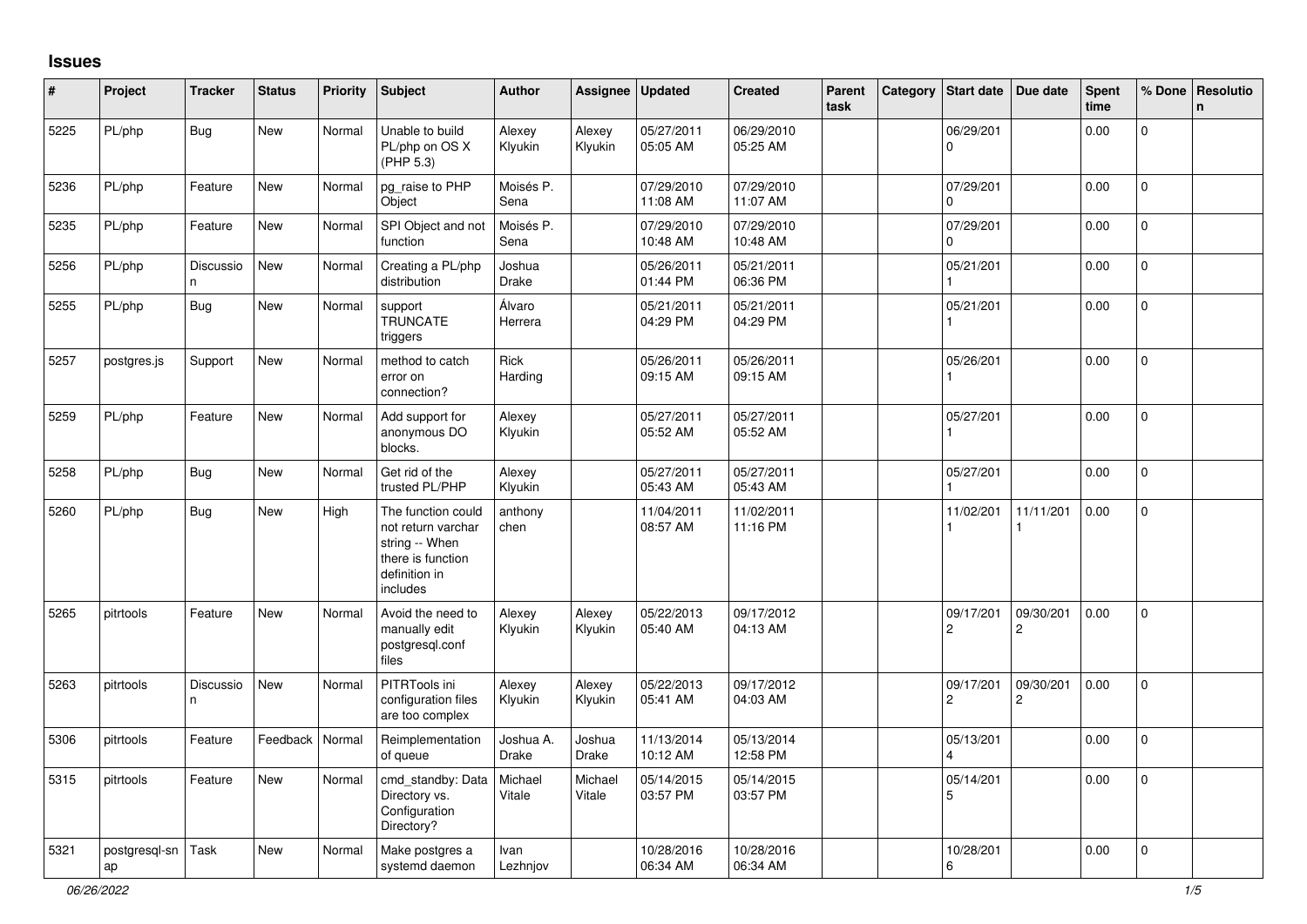## Issues

| # | Project | Tracker | Status | Priority | Subject | Author | Assignee | Updated | Created | Parent task | Category | Start date | Due date | Spent time | % Done | Resolution |
|---|---|---|---|---|---|---|---|---|---|---|---|---|---|---|---|---|
| 5225 | PL/php | Bug | New | Normal | Unable to build PL/php on OS X (PHP 5.3) | Alexey Klyukin | Alexey Klyukin | 05/27/2011 05:05 AM | 06/29/2010 05:25 AM | | | 06/29/2010 | | 0.00 | 0 | |
| 5236 | PL/php | Feature | New | Normal | pg_raise to PHP Object | Moisés P. Sena | | 07/29/2010 11:08 AM | 07/29/2010 11:07 AM | | | 07/29/2010 | | 0.00 | 0 | |
| 5235 | PL/php | Feature | New | Normal | SPI Object and not function | Moisés P. Sena | | 07/29/2010 10:48 AM | 07/29/2010 10:48 AM | | | 07/29/2010 | | 0.00 | 0 | |
| 5256 | PL/php | Discussion | New | Normal | Creating a PL/php distribution | Joshua Drake | | 05/26/2011 01:44 PM | 05/21/2011 06:36 PM | | | 05/21/2011 | | 0.00 | 0 | |
| 5255 | PL/php | Bug | New | Normal | support TRUNCATE triggers | Álvaro Herrera | | 05/21/2011 04:29 PM | 05/21/2011 04:29 PM | | | 05/21/2011 | | 0.00 | 0 | |
| 5257 | postgres.js | Support | New | Normal | method to catch error on connection? | Rick Harding | | 05/26/2011 09:15 AM | 05/26/2011 09:15 AM | | | 05/26/2011 | | 0.00 | 0 | |
| 5259 | PL/php | Feature | New | Normal | Add support for anonymous DO blocks. | Alexey Klyukin | | 05/27/2011 05:52 AM | 05/27/2011 05:52 AM | | | 05/27/2011 | | 0.00 | 0 | |
| 5258 | PL/php | Bug | New | Normal | Get rid of the trusted PL/PHP | Alexey Klyukin | | 05/27/2011 05:43 AM | 05/27/2011 05:43 AM | | | 05/27/2011 | | 0.00 | 0 | |
| 5260 | PL/php | Bug | New | High | The function could not return varchar string -- When there is function definition in includes | anthony chen | | 11/04/2011 08:57 AM | 11/02/2011 11:16 PM | | | 11/02/2011 | 11/11/2011 | 0.00 | 0 | |
| 5265 | pitrtools | Feature | New | Normal | Avoid the need to manually edit postgresql.conf files | Alexey Klyukin | Alexey Klyukin | 05/22/2013 05:40 AM | 09/17/2012 04:13 AM | | | 09/17/2012 | 09/30/2012 | 0.00 | 0 | |
| 5263 | pitrtools | Discussion | New | Normal | PITRTools ini configuration files are too complex | Alexey Klyukin | Alexey Klyukin | 05/22/2013 05:41 AM | 09/17/2012 04:03 AM | | | 09/17/2012 | 09/30/2012 | 0.00 | 0 | |
| 5306 | pitrtools | Feature | Feedback | Normal | Reimplementation of queue | Joshua A. Drake | Joshua Drake | 11/13/2014 10:12 AM | 05/13/2014 12:58 PM | | | 05/13/2014 | | 0.00 | 0 | |
| 5315 | pitrtools | Feature | New | Normal | cmd_standby: Data Directory vs. Configuration Directory? | Michael Vitale | Michael Vitale | 05/14/2015 03:57 PM | 05/14/2015 03:57 PM | | | 05/14/2015 | | 0.00 | 0 | |
| 5321 | postgresql-snap | Task | New | Normal | Make postgres a systemd daemon | Ivan Lezhnjov | | 10/28/2016 06:34 AM | 10/28/2016 06:34 AM | | | 10/28/2016 | | 0.00 | 0 | |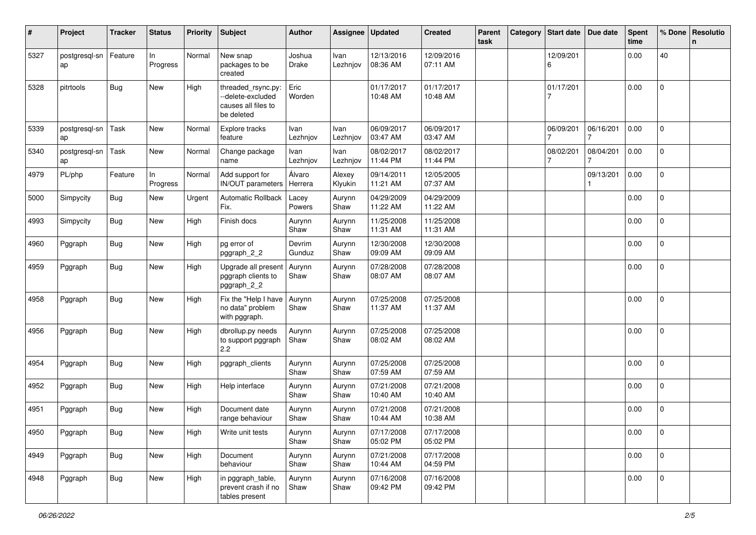| # | Project | Tracker | Status | Priority | Subject | Author | Assignee | Updated | Created | Parent task | Category | Start date | Due date | Spent time | % Done | Resolution |
|---|---|---|---|---|---|---|---|---|---|---|---|---|---|---|---|---|
| 5327 | postgresql-snap | Feature | In Progress | Normal | New snap packages to be created | Joshua Drake | Ivan Lezhnjov | 12/13/2016 08:36 AM | 12/09/2016 07:11 AM | | | 12/09/2016 | | 0.00 | 40 | |
| 5328 | pitrtools | Bug | New | High | threaded_rsync.py: --delete-excluded causes all files to be deleted | Eric Worden | | 01/17/2017 10:48 AM | 01/17/2017 10:48 AM | | | 01/17/2017 | | 0.00 | 0 | |
| 5339 | postgresql-snap | Task | New | Normal | Explore tracks feature | Ivan Lezhnjov | Ivan Lezhnjov | 06/09/2017 03:47 AM | 06/09/2017 03:47 AM | | | 06/09/2017 | 06/16/2017 | 0.00 | 0 | |
| 5340 | postgresql-snap | Task | New | Normal | Change package name | Ivan Lezhnjov | Ivan Lezhnjov | 08/02/2017 11:44 PM | 08/02/2017 11:44 PM | | | 08/02/2017 | 08/04/2017 | 0.00 | 0 | |
| 4979 | PL/php | Feature | In Progress | Normal | Add support for IN/OUT parameters | Álvaro Herrera | Alexey Klyukin | 09/14/2011 11:21 AM | 12/05/2005 07:37 AM | | | | 09/13/2011 | 0.00 | 0 | |
| 5000 | Simpycity | Bug | New | Urgent | Automatic Rollback Fix. | Lacey Powers | Aurynn Shaw | 04/29/2009 11:22 AM | 04/29/2009 11:22 AM | | | | | 0.00 | 0 | |
| 4993 | Simpycity | Bug | New | High | Finish docs | Aurynn Shaw | Aurynn Shaw | 11/25/2008 11:31 AM | 11/25/2008 11:31 AM | | | | | 0.00 | 0 | |
| 4960 | Pggraph | Bug | New | High | pg error of pggraph_2_2 | Devrim Gunduz | Aurynn Shaw | 12/30/2008 09:09 AM | 12/30/2008 09:09 AM | | | | | 0.00 | 0 | |
| 4959 | Pggraph | Bug | New | High | Upgrade all present pggraph clients to pggraph_2_2 | Aurynn Shaw | Aurynn Shaw | 07/28/2008 08:07 AM | 07/28/2008 08:07 AM | | | | | 0.00 | 0 | |
| 4958 | Pggraph | Bug | New | High | Fix the "Help I have no data" problem with pggraph. | Aurynn Shaw | Aurynn Shaw | 07/25/2008 11:37 AM | 07/25/2008 11:37 AM | | | | | 0.00 | 0 | |
| 4956 | Pggraph | Bug | New | High | dbrollup.py needs to support pggraph 2.2 | Aurynn Shaw | Aurynn Shaw | 07/25/2008 08:02 AM | 07/25/2008 08:02 AM | | | | | 0.00 | 0 | |
| 4954 | Pggraph | Bug | New | High | pggraph_clients | Aurynn Shaw | Aurynn Shaw | 07/25/2008 07:59 AM | 07/25/2008 07:59 AM | | | | | 0.00 | 0 | |
| 4952 | Pggraph | Bug | New | High | Help interface | Aurynn Shaw | Aurynn Shaw | 07/21/2008 10:40 AM | 07/21/2008 10:40 AM | | | | | 0.00 | 0 | |
| 4951 | Pggraph | Bug | New | High | Document date range behaviour | Aurynn Shaw | Aurynn Shaw | 07/21/2008 10:44 AM | 07/21/2008 10:38 AM | | | | | 0.00 | 0 | |
| 4950 | Pggraph | Bug | New | High | Write unit tests | Aurynn Shaw | Aurynn Shaw | 07/17/2008 05:02 PM | 07/17/2008 05:02 PM | | | | | 0.00 | 0 | |
| 4949 | Pggraph | Bug | New | High | Document behaviour | Aurynn Shaw | Aurynn Shaw | 07/21/2008 10:44 AM | 07/17/2008 04:59 PM | | | | | 0.00 | 0 | |
| 4948 | Pggraph | Bug | New | High | in pggraph_table, prevent crash if no tables present | Aurynn Shaw | Aurynn Shaw | 07/16/2008 09:42 PM | 07/16/2008 09:42 PM | | | | | 0.00 | 0 | |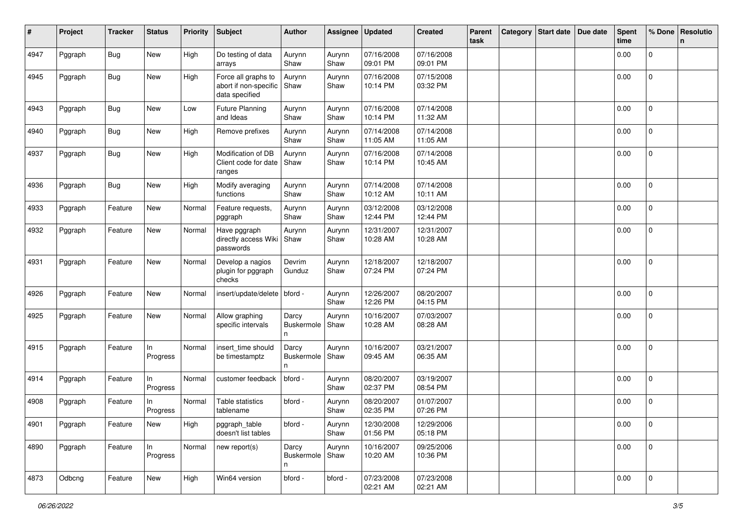| # | Project | Tracker | Status | Priority | Subject | Author | Assignee | Updated | Created | Parent task | Category | Start date | Due date | Spent time | % Done | Resolution |
|---|---|---|---|---|---|---|---|---|---|---|---|---|---|---|---|---|
| 4947 | Pggraph | Bug | New | High | Do testing of data arrays | Aurynn Shaw | Aurynn Shaw | 07/16/2008 09:01 PM | 07/16/2008 09:01 PM | | | | | 0.00 | 0 | |
| 4945 | Pggraph | Bug | New | High | Force all graphs to abort if non-specific data specified | Aurynn Shaw | Aurynn Shaw | 07/16/2008 10:14 PM | 07/15/2008 03:32 PM | | | | | 0.00 | 0 | |
| 4943 | Pggraph | Bug | New | Low | Future Planning and Ideas | Aurynn Shaw | Aurynn Shaw | 07/16/2008 10:14 PM | 07/14/2008 11:32 AM | | | | | 0.00 | 0 | |
| 4940 | Pggraph | Bug | New | High | Remove prefixes | Aurynn Shaw | Aurynn Shaw | 07/14/2008 11:05 AM | 07/14/2008 11:05 AM | | | | | 0.00 | 0 | |
| 4937 | Pggraph | Bug | New | High | Modification of DB Client code for date ranges | Aurynn Shaw | Aurynn Shaw | 07/16/2008 10:14 PM | 07/14/2008 10:45 AM | | | | | 0.00 | 0 | |
| 4936 | Pggraph | Bug | New | High | Modify averaging functions | Aurynn Shaw | Aurynn Shaw | 07/14/2008 10:12 AM | 07/14/2008 10:11 AM | | | | | 0.00 | 0 | |
| 4933 | Pggraph | Feature | New | Normal | Feature requests, pggraph | Aurynn Shaw | Aurynn Shaw | 03/12/2008 12:44 PM | 03/12/2008 12:44 PM | | | | | 0.00 | 0 | |
| 4932 | Pggraph | Feature | New | Normal | Have pggraph directly access Wiki passwords | Aurynn Shaw | Aurynn Shaw | 12/31/2007 10:28 AM | 12/31/2007 10:28 AM | | | | | 0.00 | 0 | |
| 4931 | Pggraph | Feature | New | Normal | Develop a nagios plugin for pggraph checks | Devrim Gunduz | Aurynn Shaw | 12/18/2007 07:24 PM | 12/18/2007 07:24 PM | | | | | 0.00 | 0 | |
| 4926 | Pggraph | Feature | New | Normal | insert/update/delete | bford - | Aurynn Shaw | 12/26/2007 12:26 PM | 08/20/2007 04:15 PM | | | | | 0.00 | 0 | |
| 4925 | Pggraph | Feature | New | Normal | Allow graphing specific intervals | Darcy Buskermolen | Aurynn Shaw | 10/16/2007 10:28 AM | 07/03/2007 08:28 AM | | | | | 0.00 | 0 | |
| 4915 | Pggraph | Feature | In Progress | Normal | insert_time should be timestamptz | Darcy Buskermolen | Aurynn Shaw | 10/16/2007 09:45 AM | 03/21/2007 06:35 AM | | | | | 0.00 | 0 | |
| 4914 | Pggraph | Feature | In Progress | Normal | customer feedback | bford - | Aurynn Shaw | 08/20/2007 02:37 PM | 03/19/2007 08:54 PM | | | | | 0.00 | 0 | |
| 4908 | Pggraph | Feature | In Progress | Normal | Table statistics tablename | bford - | Aurynn Shaw | 08/20/2007 02:35 PM | 01/07/2007 07:26 PM | | | | | 0.00 | 0 | |
| 4901 | Pggraph | Feature | New | High | pggraph_table doesn't list tables | bford - | Aurynn Shaw | 12/30/2008 01:56 PM | 12/29/2006 05:18 PM | | | | | 0.00 | 0 | |
| 4890 | Pggraph | Feature | In Progress | Normal | new report(s) | Darcy Buskermolen | Aurynn Shaw | 10/16/2007 10:20 AM | 09/25/2006 10:36 PM | | | | | 0.00 | 0 | |
| 4873 | Odbcng | Feature | New | High | Win64 version | bford - | bford - | 07/23/2008 02:21 AM | 07/23/2008 02:21 AM | | | | | 0.00 | 0 | |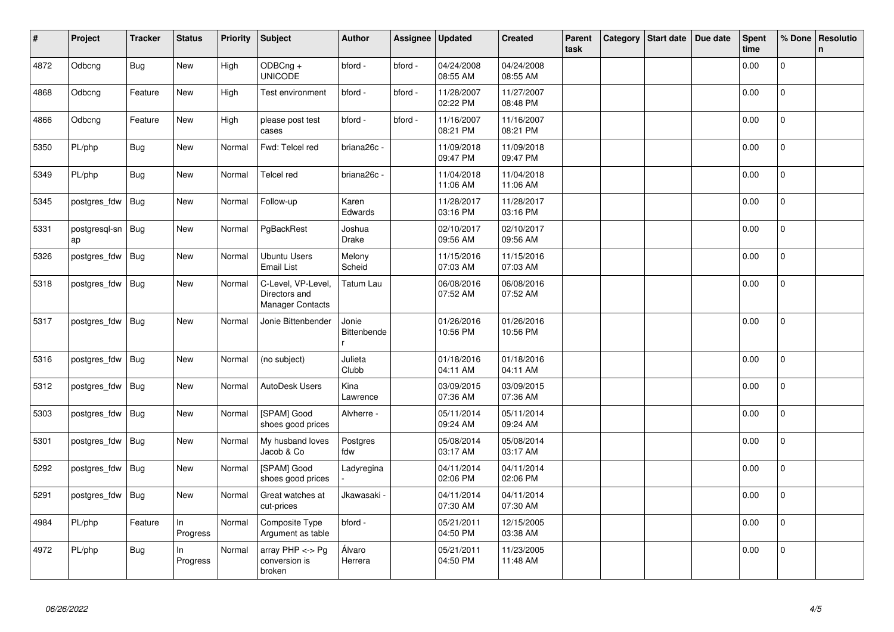| # | Project | Tracker | Status | Priority | Subject | Author | Assignee | Updated | Created | Parent task | Category | Start date | Due date | Spent time | % Done | Resolution |
|---|---|---|---|---|---|---|---|---|---|---|---|---|---|---|---|---|
| 4872 | Odbcng | Bug | New | High | ODBCng + UNICODE | bford - | bford - | 04/24/2008 08:55 AM | 04/24/2008 08:55 AM | | | | | 0.00 | 0 | |
| 4868 | Odbcng | Feature | New | High | Test environment | bford - | bford - | 11/28/2007 02:22 PM | 11/27/2007 08:48 PM | | | | | 0.00 | 0 | |
| 4866 | Odbcng | Feature | New | High | please post test cases | bford - | bford - | 11/16/2007 08:21 PM | 11/16/2007 08:21 PM | | | | | 0.00 | 0 | |
| 5350 | PL/php | Bug | New | Normal | Fwd: Telcel red | briana26c - | | 11/09/2018 09:47 PM | 11/09/2018 09:47 PM | | | | | 0.00 | 0 | |
| 5349 | PL/php | Bug | New | Normal | Telcel red | briana26c - | | 11/04/2018 11:06 AM | 11/04/2018 11:06 AM | | | | | 0.00 | 0 | |
| 5345 | postgres_fdw | Bug | New | Normal | Follow-up | Karen Edwards | | 11/28/2017 03:16 PM | 11/28/2017 03:16 PM | | | | | 0.00 | 0 | |
| 5331 | postgresql-snap | Bug | New | Normal | PgBackRest | Joshua Drake | | 02/10/2017 09:56 AM | 02/10/2017 09:56 AM | | | | | 0.00 | 0 | |
| 5326 | postgres_fdw | Bug | New | Normal | Ubuntu Users Email List | Melony Scheid | | 11/15/2016 07:03 AM | 11/15/2016 07:03 AM | | | | | 0.00 | 0 | |
| 5318 | postgres_fdw | Bug | New | Normal | C-Level, VP-Level, Directors and Manager Contacts | Tatum Lau | | 06/08/2016 07:52 AM | 06/08/2016 07:52 AM | | | | | 0.00 | 0 | |
| 5317 | postgres_fdw | Bug | New | Normal | Jonie Bittenbender | Jonie Bittenbender | | 01/26/2016 10:56 PM | 01/26/2016 10:56 PM | | | | | 0.00 | 0 | |
| 5316 | postgres_fdw | Bug | New | Normal | (no subject) | Julieta Clubb | | 01/18/2016 04:11 AM | 01/18/2016 04:11 AM | | | | | 0.00 | 0 | |
| 5312 | postgres_fdw | Bug | New | Normal | AutoDesk Users | Kina Lawrence | | 03/09/2015 07:36 AM | 03/09/2015 07:36 AM | | | | | 0.00 | 0 | |
| 5303 | postgres_fdw | Bug | New | Normal | [SPAM] Good shoes good prices | Alvherre - | | 05/11/2014 09:24 AM | 05/11/2014 09:24 AM | | | | | 0.00 | 0 | |
| 5301 | postgres_fdw | Bug | New | Normal | My husband loves Jacob & Co | Postgres fdw | | 05/08/2014 03:17 AM | 05/08/2014 03:17 AM | | | | | 0.00 | 0 | |
| 5292 | postgres_fdw | Bug | New | Normal | [SPAM] Good shoes good prices | Ladyregina - | | 04/11/2014 02:06 PM | 04/11/2014 02:06 PM | | | | | 0.00 | 0 | |
| 5291 | postgres_fdw | Bug | New | Normal | Great watches at cut-prices | Jkawasaki - | | 04/11/2014 07:30 AM | 04/11/2014 07:30 AM | | | | | 0.00 | 0 | |
| 4984 | PL/php | Feature | In Progress | Normal | Composite Type Argument as table | bford - | | 05/21/2011 04:50 PM | 12/15/2005 03:38 AM | | | | | 0.00 | 0 | |
| 4972 | PL/php | Bug | In Progress | Normal | array PHP <-> Pg conversion is broken | Álvaro Herrera | | 05/21/2011 04:50 PM | 11/23/2005 11:48 AM | | | | | 0.00 | 0 | |

*06/26/2022*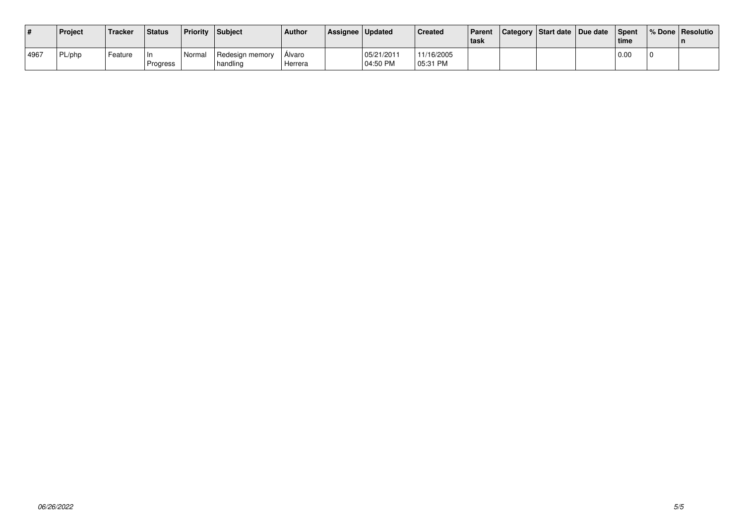| # | Project | Tracker | Status | Priority | Subject | Author | Assignee | Updated | Created | Parent task | Category | Start date | Due date | Spent time | % Done | Resolution |
|---|---|---|---|---|---|---|---|---|---|---|---|---|---|---|---|---|
| 4967 | PL/php | Feature | In Progress | Normal | Redesign memory handling | Álvaro Herrera | | 05/21/2011 04:50 PM | 11/16/2005 05:31 PM | | | | | 0.00 | 0 | |